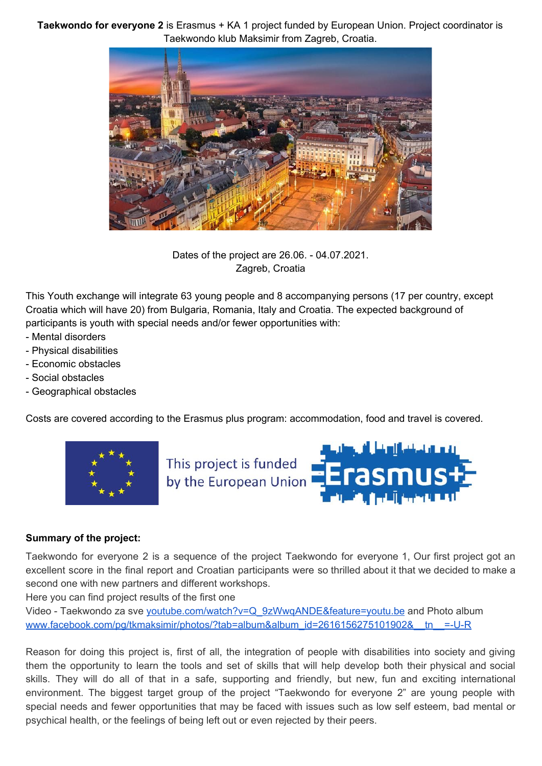**Taekwondo for everyone 2** is Erasmus + KA 1 project funded by European Union. Project coordinator is Taekwondo klub Maksimir from Zagreb, Croatia.

Dates of the project are 26.06. - 04.07.2021.
Zagreb, Croatia

This Youth exchange will integrate 63 young people and 8 accompanying persons (17 per country, except Croatia which will have 20) from Bulgaria, Romania, Italy and Croatia. The expected background of participants is youth with special needs and/or fewer opportunities with:

- Mental disorders
- Physical disabilities
- Economic obstacles
- Social obstacles
- Geographical obstacles

Costs are covered according to the Erasmus plus program: accommodation, food and travel is covered.

This project is funded by the European Union

**Summary of the project:**

Taekwondo for everyone 2 is a sequence of the project Taekwondo for everyone 1, Our first project got an excellent score in the final report and Croatian participants were so thrilled about it that we decided to make a second one with new partners and different workshops.
Here you can find project results of the first one
Video - Taekwondo za sve youtube.com/watch?v=Q_9zWwqANDE&feature=youtu.be and Photo album www.facebook.com/pg/tkmaksimir/photos/?tab=album&album_id=2616156275101902&__tn__=-U-R

Reason for doing this project is, first of all, the integration of people with disabilities into society and giving them the opportunity to learn the tools and set of skills that will help develop both their physical and social skills. They will do all of that in a safe, supporting and friendly, but new, fun and exciting international environment. The biggest target group of the project "Taekwondo for everyone 2" are young people with special needs and fewer opportunities that may be faced with issues such as low self esteem, bad mental or psychical health, or the feelings of being left out or even rejected by their peers.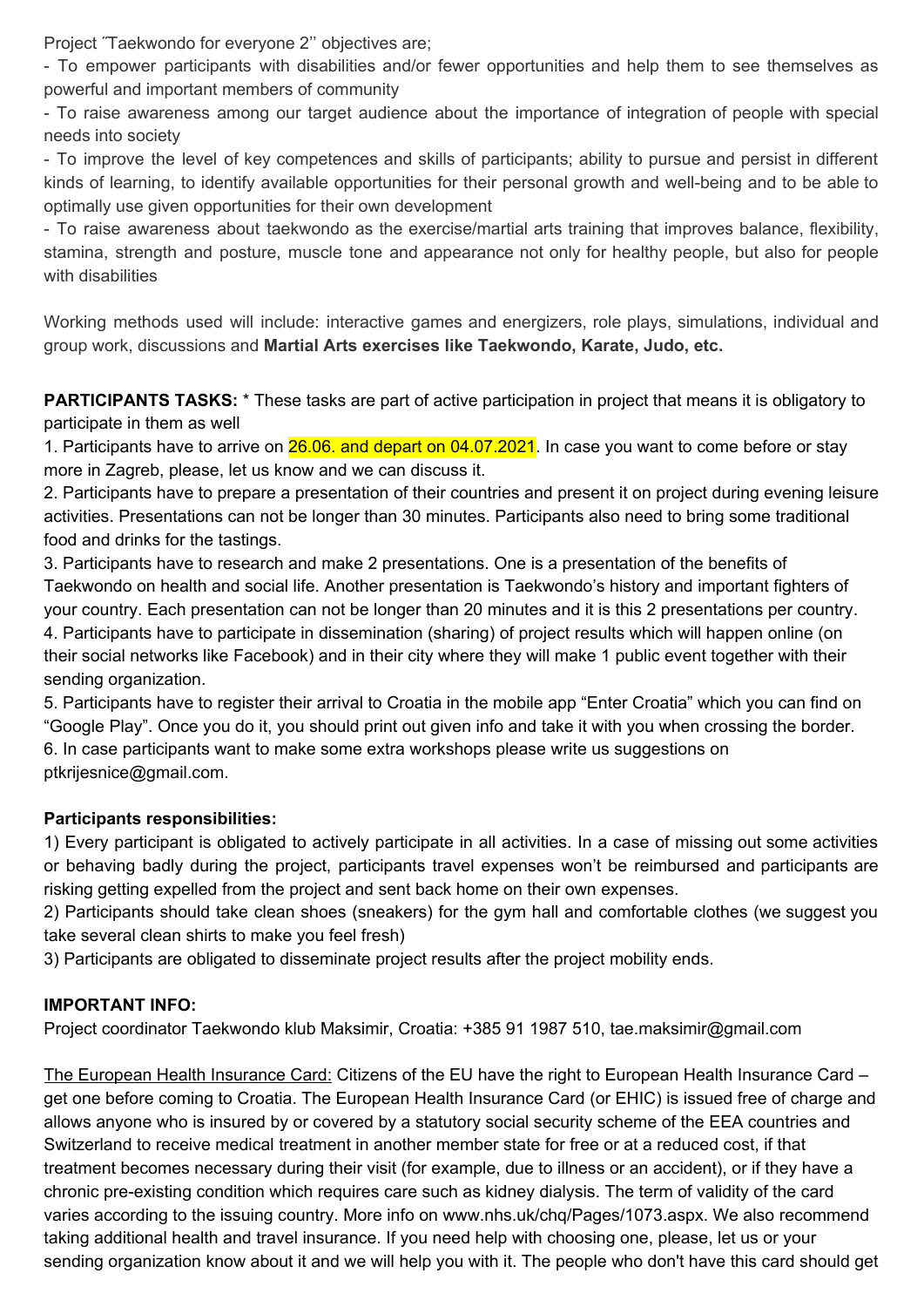Project ˝Taekwondo for everyone 2'' objectives are;

- To empower participants with disabilities and/or fewer opportunities and help them to see themselves as powerful and important members of community
- To raise awareness among our target audience about the importance of integration of people with special needs into society
- To improve the level of key competences and skills of participants; ability to pursue and persist in different kinds of learning, to identify available opportunities for their personal growth and well-being and to be able to optimally use given opportunities for their own development
- To raise awareness about taekwondo as the exercise/martial arts training that improves balance, flexibility, stamina, strength and posture, muscle tone and appearance not only for healthy people, but also for people with disabilities

Working methods used will include: interactive games and energizers, role plays, simulations, individual and group work, discussions and **Martial Arts exercises like Taekwondo, Karate, Judo, etc.**

**PARTICIPANTS TASKS:** * These tasks are part of active participation in project that means it is obligatory to participate in them as well

1. Participants have to arrive on 26.06. and depart on 04.07.2021. In case you want to come before or stay more in Zagreb, please, let us know and we can discuss it.
2. Participants have to prepare a presentation of their countries and present it on project during evening leisure activities. Presentations can not be longer than 30 minutes. Participants also need to bring some traditional food and drinks for the tastings.
3. Participants have to research and make 2 presentations. One is a presentation of the benefits of Taekwondo on health and social life. Another presentation is Taekwondo's history and important fighters of your country. Each presentation can not be longer than 20 minutes and it is this 2 presentations per country.
4. Participants have to participate in dissemination (sharing) of project results which will happen online (on their social networks like Facebook) and in their city where they will make 1 public event together with their sending organization.
5. Participants have to register their arrival to Croatia in the mobile app "Enter Croatia" which you can find on "Google Play". Once you do it, you should print out given info and take it with you when crossing the border.
6. In case participants want to make some extra workshops please write us suggestions on ptkrijesnice@gmail.com.

**Participants responsibilities:**

1) Every participant is obligated to actively participate in all activities. In a case of missing out some activities or behaving badly during the project, participants travel expenses won't be reimbursed and participants are risking getting expelled from the project and sent back home on their own expenses.

2) Participants should take clean shoes (sneakers) for the gym hall and comfortable clothes (we suggest you take several clean shirts to make you feel fresh)

3) Participants are obligated to disseminate project results after the project mobility ends.

**IMPORTANT INFO:**

Project coordinator Taekwondo klub Maksimir, Croatia: +385 91 1987 510, tae.maksimir@gmail.com

The European Health Insurance Card: Citizens of the EU have the right to European Health Insurance Card – get one before coming to Croatia. The European Health Insurance Card (or EHIC) is issued free of charge and allows anyone who is insured by or covered by a statutory social security scheme of the EEA countries and Switzerland to receive medical treatment in another member state for free or at a reduced cost, if that treatment becomes necessary during their visit (for example, due to illness or an accident), or if they have a chronic pre-existing condition which requires care such as kidney dialysis. The term of validity of the card varies according to the issuing country. More info on www.nhs.uk/chq/Pages/1073.aspx. We also recommend taking additional health and travel insurance. If you need help with choosing one, please, let us or your sending organization know about it and we will help you with it. The people who don't have this card should get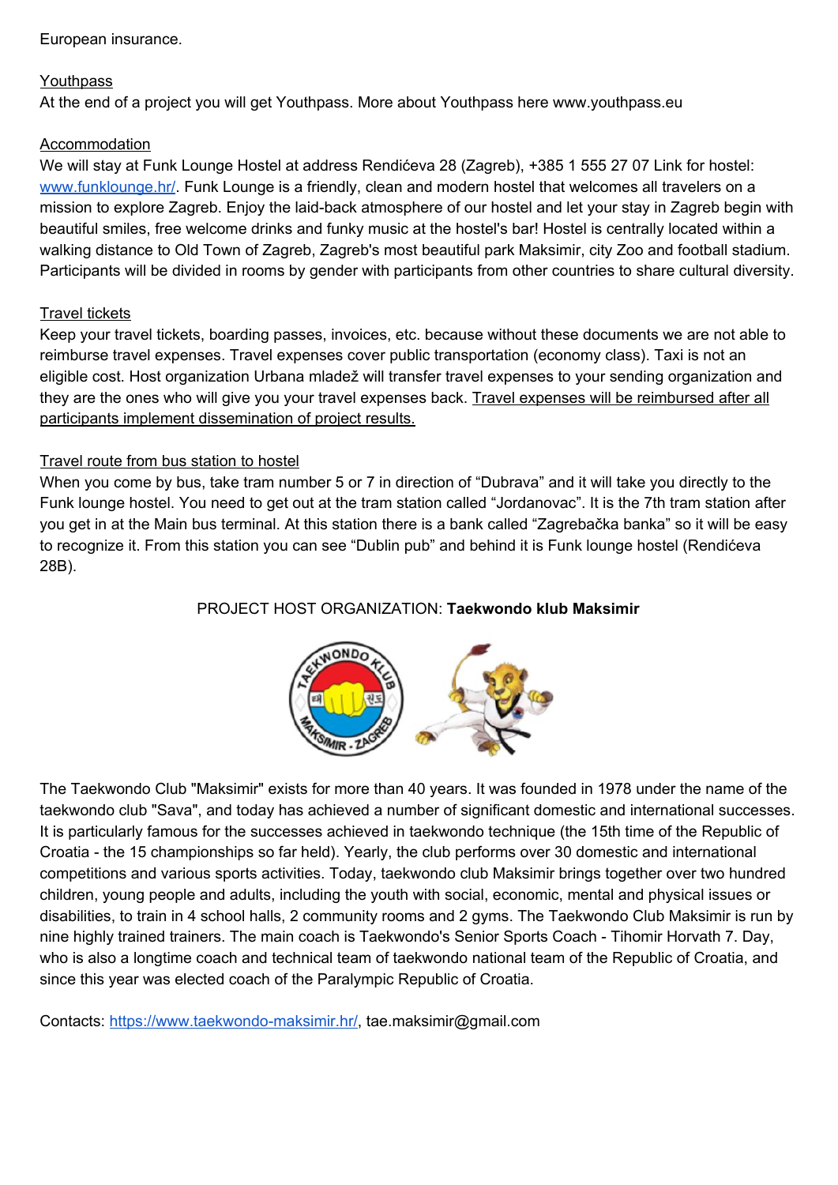European insurance.

Youthpass

At the end of a project you will get Youthpass. More about Youthpass here www.youthpass.eu

Accommodation

We will stay at Funk Lounge Hostel at address Rendićeva 28 (Zagreb), +385 1 555 27 07 Link for hostel: [www.funklounge.hr/](www.funklounge.hr/). Funk Lounge is a friendly, clean and modern hostel that welcomes all travelers on a mission to explore Zagreb. Enjoy the laid-back atmosphere of our hostel and let your stay in Zagreb begin with beautiful smiles, free welcome drinks and funky music at the hostel's bar! Hostel is centrally located within a walking distance to Old Town of Zagreb, Zagreb's most beautiful park Maksimir, city Zoo and football stadium. Participants will be divided in rooms by gender with participants from other countries to share cultural diversity.

Travel tickets

Keep your travel tickets, boarding passes, invoices, etc. because without these documents we are not able to reimburse travel expenses. Travel expenses cover public transportation (economy class). Taxi is not an eligible cost. Host organization Urbana mladež will transfer travel expenses to your sending organization and they are the ones who will give you your travel expenses back. Travel expenses will be reimbursed after all participants implement dissemination of project results.

Travel route from bus station to hostel

When you come by bus, take tram number 5 or 7 in direction of "Dubrava" and it will take you directly to the Funk lounge hostel. You need to get out at the tram station called "Jordanovac". It is the 7th tram station after you get in at the Main bus terminal. At this station there is a bank called "Zagrebačka banka" so it will be easy to recognize it. From this station you can see "Dublin pub" and behind it is Funk lounge hostel (Rendićeva 28B).

PROJECT HOST ORGANIZATION: **Taekwondo klub Maksimir**

The Taekwondo Club "Maksimir" exists for more than 40 years. It was founded in 1978 under the name of the taekwondo club "Sava", and today has achieved a number of significant domestic and international successes. It is particularly famous for the successes achieved in taekwondo technique (the 15th time of the Republic of Croatia - the 15 championships so far held). Yearly, the club performs over 30 domestic and international competitions and various sports activities. Today, taekwondo club Maksimir brings together over two hundred children, young people and adults, including the youth with social, economic, mental and physical issues or disabilities, to train in 4 school halls, 2 community rooms and 2 gyms. The Taekwondo Club Maksimir is run by nine highly trained trainers. The main coach is Taekwondo's Senior Sports Coach - Tihomir Horvath 7. Day, who is also a longtime coach and technical team of taekwondo national team of the Republic of Croatia, and since this year was elected coach of the Paralympic Republic of Croatia.

Contacts: [https://www.taekwondo-maksimir.hr/](https://www.taekwondo-maksimir.hr/), tae.maksimir@gmail.com